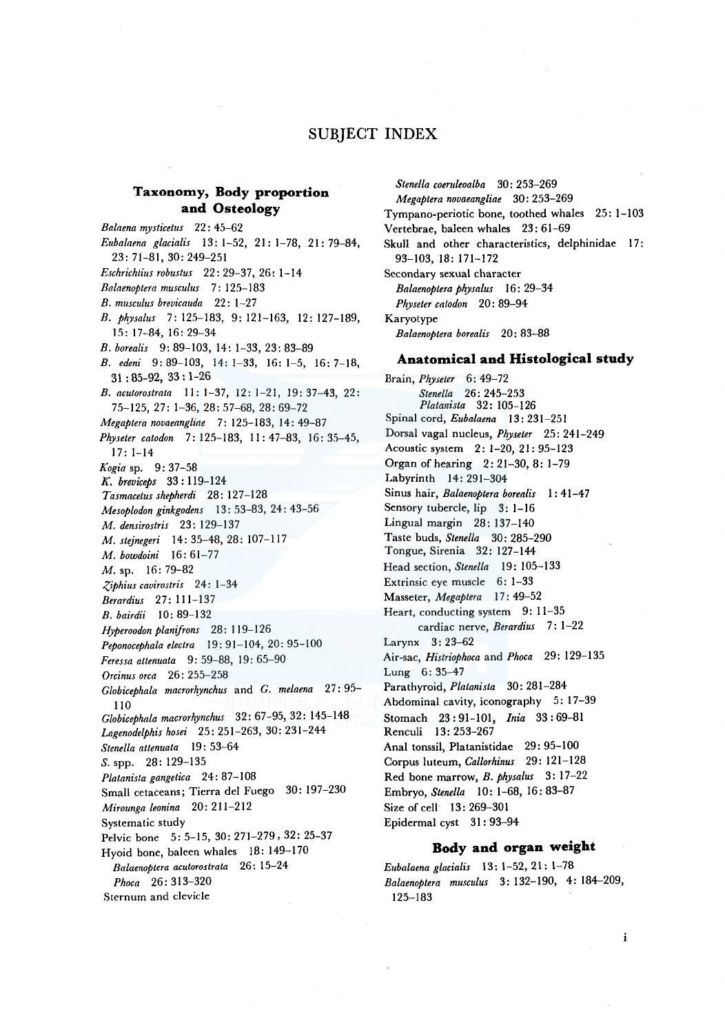# SUBJECT INDEX

## Taxonomy, Body proportion and Osteology

*Balaena mysticetus* 22: 45–62
*Eubalaena glacialis* 13: 1–52, 21: 1–78, 21: 79–84, 23: 71–81, 30: 249–251
*Eschrichtius robustus* 22: 29–37, 26: 1–14
*Balaenoptera musculus* 7: 125–183
*B. musculus brevicauda* 22: 1–27
*B. physalus* 7: 125–183, 9: 121–163, 12: 127–189, 15: 17–84, 16: 29–34
*B. borealis* 9: 89–103, 14: 1–33, 23: 83–89
*B. edeni* 9: 89–103, 14: 1–33, 16: 1–5, 16: 7–18, 31 : 85–92, 33 : 1–26
*B. acutorostrata* 11: 1–37, 12: 1–21, 19: 37–43, 22: 75–125, 27: 1–36, 28: 57–68, 28: 69–72
*Megaptera novaeangliae* 7: 125–183, 14: 49–87
*Physeter catodon* 7: 125–183, 11: 47–83, 16: 35–45, 17: 1–14
*Kogia* sp. 9: 37–58
*K. breviceps* 33 : 119–124
*Tasmacetus shepherdi* 28: 127–128
*Mesoplodon ginkgodens* 13: 53–83, 24: 43–56
*M. densirostris* 23: 129–137
*M. stejnegeri* 14: 35–48, 28: 107–117
*M. bowdoini* 16: 61–77
*M.* sp. 16: 79–82
*Ziphius cavirostris* 24: 1–34
*Berardius* 27: 111–137
*B. bairdii* 10: 89–132
*Hyperoodon planifrons* 28: 119–126
*Peponocephala electra* 19: 91–104, 20: 95–100
*Feressa attenuata* 9: 59–88, 19: 65–90
*Orcinus orca* 26: 255–258
*Globicephala macrorhynchus* and *G. melaena* 27: 95–110
*Globicephala macrorhynchus* 32: 67–95, 32: 145–148
*Lagenodelphis hosei* 25: 251–263, 30: 231–244
*Stenella attenuata* 19: 53–64
*S.* spp. 28: 129–135
*Platanista gangetica* 24: 87–108
Small cetaceans; Tierra del Fuego 30: 197–230
*Mirounga leonina* 20: 211–212
Systematic study
Pelvic bone 5: 5–15, 30: 271–279, 32: 25–37
Hyoid bone, baleen whales 18: 149–170
*Balaenoptera acutorostrata* 26: 15–24
*Phoca* 26: 313–320
Sternum and clevicle
*Stenella coeruleoalba* 30: 253–269
*Megaptera novaeangliae* 30: 253–269
Tympano-periotic bone, toothed whales 25: 1–103
Vertebrae, baleen whales 23: 61–69
Skull and other characteristics, delphinidae 17: 93–103, 18: 171–172
Secondary sexual character
*Balaenoptera physalus* 16: 29–34
*Physeter catodon* 20: 89–94
Karyotype
*Balaenoptera borealis* 20: 83–88

## Anatomical and Histological study

Brain, *Physeter* 6: 49–72
*Stenella* 26: 245–253
*Platanista* 32: 105–126
Spinal cord, *Eubalaena* 13: 231–251
Dorsal vagal nucleus, *Physeter* 25: 241–249
Acoustic system 2: 1–20, 21: 95–123
Organ of hearing 2: 21–30, 8: 1–79
Labyrinth 14: 291–304
Sinus hair, *Balaenoptera borealis* 1: 41–47
Sensory tubercle, lip 3: 1–16
Lingual margin 28: 137–140
Taste buds, *Stenella* 30: 285–290
Tongue, Sirenia 32: 127–144
Head section, *Stenella* 19: 105–133
Extrinsic eye muscle 6: 1–33
Masseter, *Megaptera* 17: 49–52
Heart, conducting system 9: 11–35
cardiac nerve, *Berardius* 7: 1–22
Larynx 3: 23–62
Air-sac, *Histriophoca* and *Phoca* 29: 129–135
Lung 6: 35–47
Parathyroid, *Platanista* 30: 281–284
Abdominal cavity, iconography 5: 17–39
Stomach 23 : 91–101, *Inia* 33 : 69–81
Renculi 13: 253–267
Anal tonssil, Platanistidae 29: 95–100
Corpus luteum, *Callorhinus* 29: 121–128
Red bone marrow, *B. physalus* 3: 17–22
Embryo, *Stenella* 10: 1–68, 16: 83–87
Size of cell 13: 269–301
Epidermal cyst 31 : 93–94

## Body and organ weight

*Eubalaena glacialis* 13: 1–52, 21: 1–78
*Balaenoptera musculus* 3: 132–190, 4: 184–209, 125–183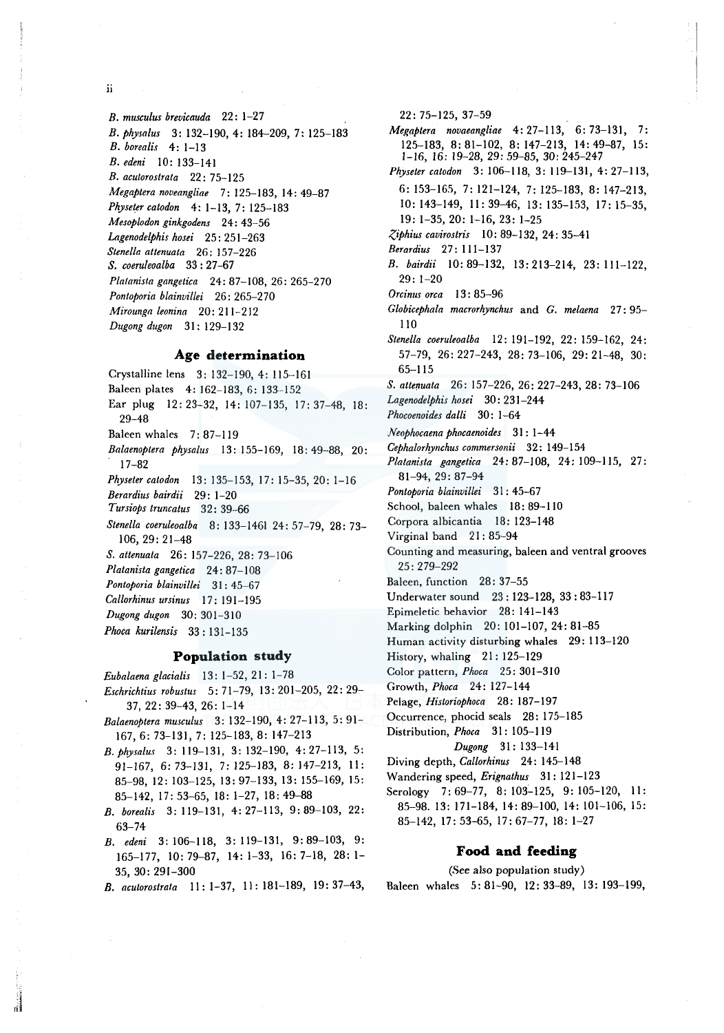*B. musculus brevicauda* 22: 1–27
*B. physalus* 3: 132–190, 4: 184–209, 7: 125–183
*B. borealis* 4: 1–13
*B. edeni* 10: 133–141
*B. acutorostrata* 22: 75–125
*Megaptera noveangliae* 7: 125–183, 14: 49–87
*Physeter catodon* 4: 1–13, 7: 125–183
*Mesoplodon ginkgodens* 24: 43–56
*Lagenodelphis hosei* 25: 251–263
*Stenella attenuata* 26: 157–226
*S. coeruleoalba* 33: 27–67
*Platanista gangetica* 24: 87–108, 26: 265–270
*Pontoporia blainvillei* 26: 265–270
*Mirounga leonina* 20: 211–212
*Dugong dugon* 31: 129–132

## Age determination

Crystalline lens 3: 132–190, 4: 115–161
Baleen plates 4: 162–183, 6: 133–152
Ear plug 12: 23–32, 14: 107–135, 17: 37–48, 18: 29–48
Baleen whales 7: 87–119
*Balaenoptera physalus* 13: 155–169, 18: 49–88, 20: 17–82
*Physeter catodon* 13: 135–153, 17: 15–35, 20: 1–16
*Berardius bairdii* 29: 1–20
*Tursiops truncatus* 32: 39–66
*Stenella coeruleoalba* 8: 133–1461 24: 57–79, 28: 73–106, 29: 21–48
*S. attenuata* 26: 157–226, 28: 73–106
*Platanista gangetica* 24: 87–108
*Pontoporia blainvillei* 31: 45–67
*Callorhinus ursinus* 17: 191–195
*Dugong dugon* 30: 301–310
*Phoca kurilensis* 33: 131–135

## Population study

*Eubalaena glacialis* 13: 1–52, 21: 1–78
*Eschrichtius robustus* 5: 71–79, 13: 201–205, 22: 29–37, 22: 39–43, 26: 1–14
*Balaenoptera musculus* 3: 132–190, 4: 27–113, 5: 91–167, 6: 73–131, 7: 125–183, 8: 147–213
*B. physalus* 3: 119–131, 3: 132–190, 4: 27–113, 5: 91–167, 6: 73–131, 7: 125–183, 8: 147–213, 11: 85–98, 12: 103–125, 13: 97–133, 13: 155–169, 15: 85–142, 17: 53–65, 18: 1–27, 18: 49–88
*B. borealis* 3: 119–131, 4: 27–113, 9: 89–103, 22: 63–74
*B. edeni* 3: 106–118, 3: 119–131, 9: 89–103, 9: 165–177, 10: 79–87, 14: 1–33, 16: 7–18, 28: 1–35, 30: 291–300
*B. acutorostrata* 11: 1–37, 11: 181–189, 19: 37–43, 22: 75–125, 37–59
*Megaptera novaeangliae* 4: 27–113, 6: 73–131, 7: 125–183, 8: 81–102, 8: 147–213, 14: 49–87, 15: 1–16, 16: 19–28, 29: 59–85, 30: 245–247
*Physeter catodon* 3: 106–118, 3: 119–131, 4: 27–113, 6: 153–165, 7: 121–124, 7: 125–183, 8: 147–213, 10: 143–149, 11: 39–46, 13: 135–153, 17: 15–35, 19: 1–35, 20: 1–16, 23: 1–25
*Ziphius cavirostris* 10: 89–132, 24: 35–41
*Berardius* 27: 111–137
*B. bairdii* 10: 89–132, 13: 213–214, 23: 111–122, 29: 1–20
*Orcinus orca* 13: 85–96
*Globicephala macrorhynchus* and *G. melaena* 27: 95–110
*Stenella coeruleoalba* 12: 191–192, 22: 159–162, 24: 57–79, 26: 227–243, 28: 73–106, 29: 21–48, 30: 65–115
*S. attenuata* 26: 157–226, 26: 227–243, 28: 73–106
*Lagenodelphis hosei* 30: 231–244
*Phocoenoides dalli* 30: 1–64
*Neophocaena phocaenoides* 31: 1–44
*Cephalorhynchus commersonii* 32: 149–154
*Platanista gangetica* 24: 87–108, 24: 109–115, 27: 81–94, 29: 87–94
*Pontoporia blainvillei* 31: 45–67
School, baleen whales 18: 89–110
Corpora albicantia 18: 123–148
Virginal band 21: 85–94
Counting and measuring, baleen and ventral grooves 25: 279–292
Baleen, function 28: 37–55
Underwater sound 23: 123–128, 33: 83–117
Epimeletic behavior 28: 141–143
Marking dolphin 20: 101–107, 24: 81–85
Human activity disturbing whales 29: 113–120
History, whaling 21: 125–129
Color pattern, *Phoca* 25: 301–310
Growth, *Phoca* 24: 127–144
Pelage, *Historiophoca* 28: 187–197
Occurrence, phocid seals 28: 175–185
Distribution, *Phoca* 31: 105–119
*Dugong* 31: 133–141
Diving depth, *Callorhinus* 24: 145–148
Wandering speed, *Erignathus* 31: 121–123
Serology 7: 69–77, 8: 103–125, 9: 105–120, 11: 85–98. 13: 171–184, 14: 89–100, 14: 101–106, 15: 85–142, 17: 53–65, 17: 67–77, 18: 1–27

## Food and feeding

(See also population study)

Baleen whales 5: 81–90, 12: 33–89, 13: 193–199,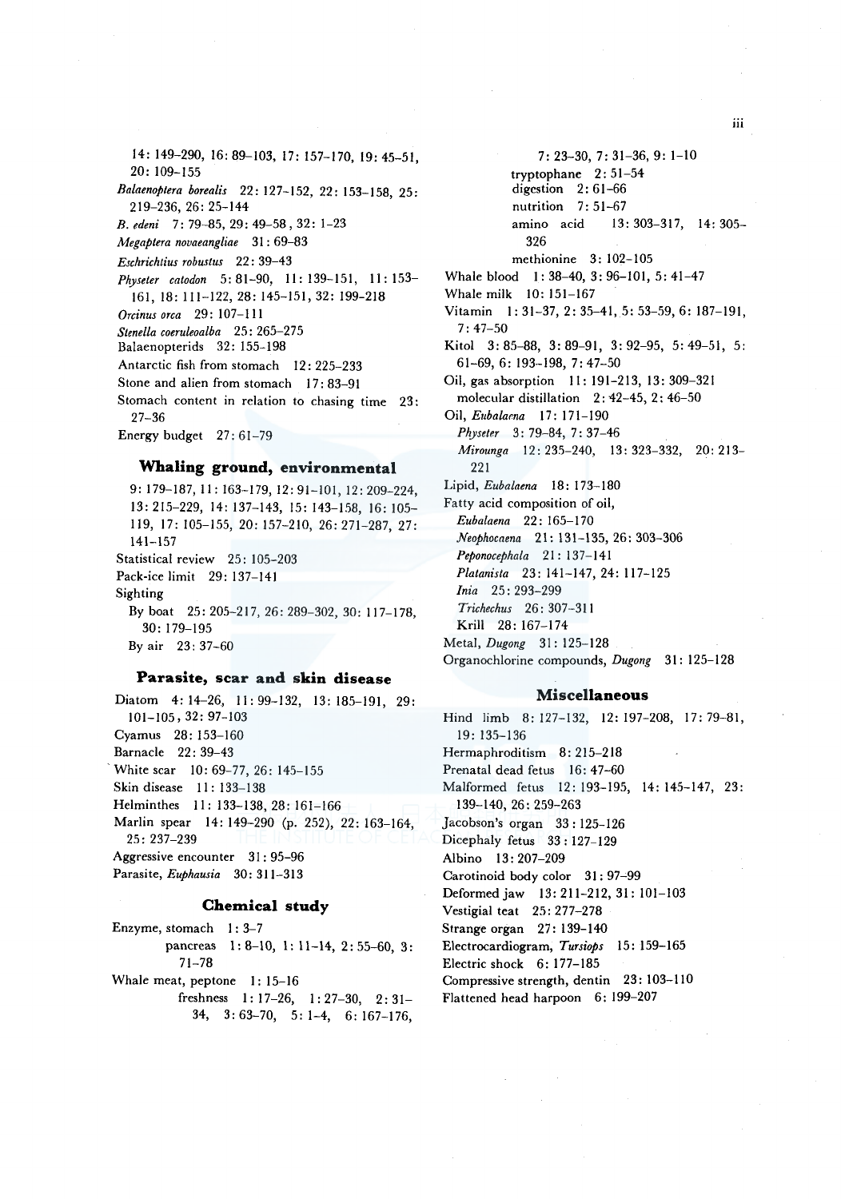14: 149–290, 16: 89–103, 17: 157–170, 19: 45–51, 20: 109–155

*Balaenoptera borealis* 22: 127–152, 22: 153–158, 25: 219–236, 26: 25–144

*B. edeni* 7: 79–85, 29: 49–58, 32: 1–23

*Megaptera novaeangliae* 31: 69–83

*Eschrichtius robustus* 22: 39–43

*Physeter catodon* 5: 81–90, 11: 139–151, 11: 153–161, 18: 111–122, 28: 145–151, 32: 199–218

*Orcinus orca* 29: 107–111

*Stenella coeruleoalba* 25: 265–275

Balaenopterids 32: 155–198

Antarctic fish from stomach 12: 225–233

Stone and alien from stomach 17: 83–91

Stomach content in relation to chasing time 23: 27–36

Energy budget 27: 61–79

### Whaling ground, environmental

9: 179–187, 11: 163–179, 12: 91–101, 12: 209–224, 13: 215–229, 14: 137–143, 15: 143–158, 16: 105–119, 17: 105–155, 20: 157–210, 26: 271–287, 27: 141–157

Statistical review 25: 105–203

Pack-ice limit 29: 137–141

Sighting

- By boat 25: 205–217, 26: 289–302, 30: 117–178, 30: 179–195
- By air 23: 37–60

### Parasite, scar and skin disease

Diatom 4: 14–26, 11: 99–132, 13: 185–191, 29: 101–105, 32: 97–103

Cyamus 28: 153–160

Barnacle 22: 39–43

White scar 10: 69–77, 26: 145–155

Skin disease 11: 133–138

Helminthes 11: 133–138, 28: 161–166

Marlin spear 14: 149–290 (p. 252), 22: 163–164, 25: 237–239

Aggressive encounter 31: 95–96

Parasite, *Euphausia* 30: 311–313

### Chemical study

Enzyme, stomach 1: 3–7

- pancreas 1: 8–10, 1: 11–14, 2: 55–60, 3: 71–78

Whale meat, peptone 1: 15–16

- freshness 1: 17–26, 1: 27–30, 2: 31–34, 3: 63–70, 5: 1–4, 6: 167–176, 7: 23–30, 7: 31–36, 9: 1–10
- tryptophane 2: 51–54
- digestion 2: 61–66
- nutrition 7: 51–67
- amino acid 13: 303–317, 14: 305–326
- methionine 3: 102–105

Whale blood 1: 38–40, 3: 96–101, 5: 41–47

Whale milk 10: 151–167

Vitamin 1: 31–37, 2: 35–41, 5: 53–59, 6: 187–191, 7: 47–50

Kitol 3: 85–88, 3: 89–91, 3: 92–95, 5: 49–51, 5: 61–69, 6: 193–198, 7: 47–50

Oil, gas absorption 11: 191–213, 13: 309–321

- molecular distillation 2: 42–45, 2: 46–50

Oil, *Eubalaena* 17: 171–190

- *Physeter* 3: 79–84, 7: 37–46
- *Mirounga* 12: 235–240, 13: 323–332, 20: 213–221

Lipid, *Eubalaena* 18: 173–180

Fatty acid composition of oil,

- *Eubalaena* 22: 165–170
- *Neophocaena* 21: 131–135, 26: 303–306
- *Peponocephala* 21: 137–141
- *Platanista* 23: 141–147, 24: 117–125
- *Inia* 25: 293–299
- *Trichechus* 26: 307–311
- Krill 28: 167–174

Metal, *Dugong* 31: 125–128

Organochlorine compounds, *Dugong* 31: 125–128

### Miscellaneous

Hind limb 8: 127–132, 12: 197–208, 17: 79–81, 19: 135–136

Hermaphroditism 8: 215–218

Prenatal dead fetus 16: 47–60

Malformed fetus 12: 193–195, 14: 145–147, 23: 139–140, 26: 259–263

Jacobson's organ 33: 125–126

Dicephaly fetus 33: 127–129

Albino 13: 207–209

Carotinoid body color 31: 97–99

Deformed jaw 13: 211–212, 31: 101–103

Vestigial teat 25: 277–278

Strange organ 27: 139–140

Electrocardiogram, *Tursiops* 15: 159–165

Electric shock 6: 177–185

Compressive strength, dentin 23: 103–110

Flattened head harpoon 6: 199–207